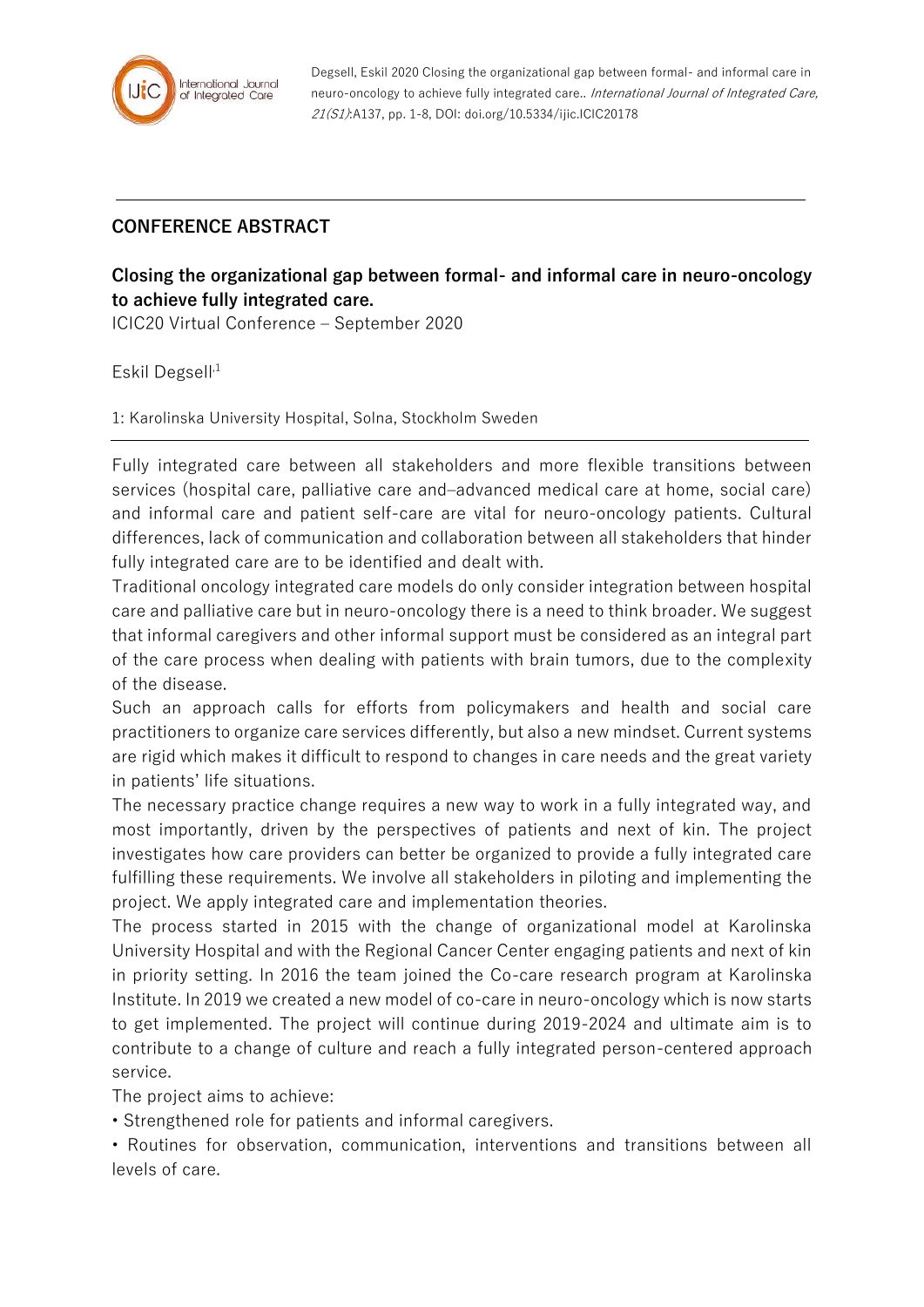**CONFERENCE ABSTRACT**

## Closing the organizational gap between formal- and informal care in neuro-oncology to achieve fully integrated care.

ICIC20 Virtual Conference – September 2020

Eskil Degsell[1]

1: Karolinska University Hospital, Solna, Stockholm Sweden

---

Fully integrated care between all stakeholders and more flexible transitions between services (hospital care, palliative care and–advanced medical care at home, social care) and informal care and patient self-care are vital for neuro-oncology patients. Cultural differences, lack of communication and collaboration between all stakeholders that hinder fully integrated care are to be identified and dealt with.

Traditional oncology integrated care models do only consider integration between hospital care and palliative care but in neuro-oncology there is a need to think broader. We suggest that informal caregivers and other informal support must be considered as an integral part of the care process when dealing with patients with brain tumors, due to the complexity of the disease.

Such an approach calls for efforts from policymakers and health and social care practitioners to organize care services differently, but also a new mindset. Current systems are rigid which makes it difficult to respond to changes in care needs and the great variety in patients' life situations.

The necessary practice change requires a new way to work in a fully integrated way, and most importantly, driven by the perspectives of patients and next of kin. The project investigates how care providers can better be organized to provide a fully integrated care fulfilling these requirements. We involve all stakeholders in piloting and implementing the project. We apply integrated care and implementation theories.

The process started in 2015 with the change of organizational model at Karolinska University Hospital and with the Regional Cancer Center engaging patients and next of kin in priority setting. In 2016 the team joined the Co-care research program at Karolinska Institute. In 2019 we created a new model of co-care in neuro-oncology which is now starts to get implemented. The project will continue during 2019-2024 and ultimate aim is to contribute to a change of culture and reach a fully integrated person-centered approach service.

The project aims to achieve:

- Strengthened role for patients and informal caregivers.
- Routines for observation, communication, interventions and transitions between all levels of care.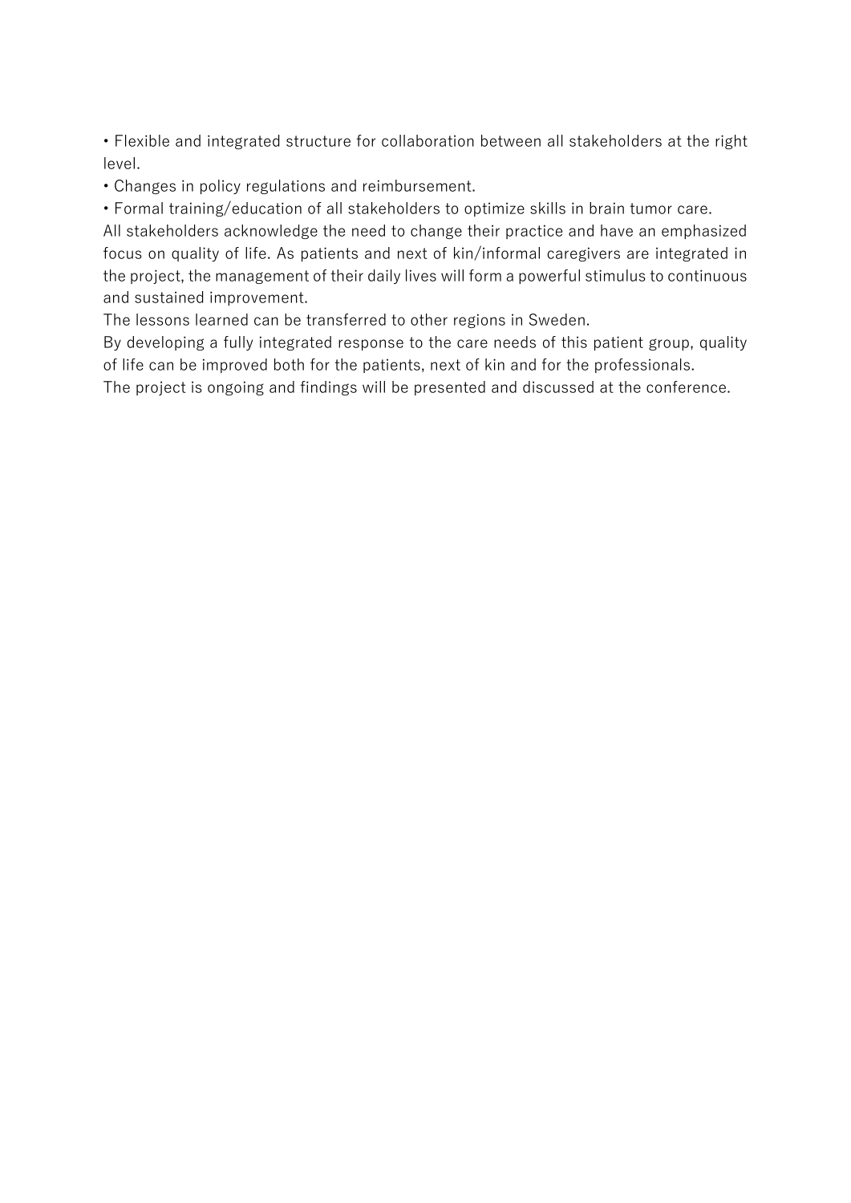- Flexible and integrated structure for collaboration between all stakeholders at the right level.
- Changes in policy regulations and reimbursement.
- Formal training/education of all stakeholders to optimize skills in brain tumor care.

All stakeholders acknowledge the need to change their practice and have an emphasized focus on quality of life. As patients and next of kin/informal caregivers are integrated in the project, the management of their daily lives will form a powerful stimulus to continuous and sustained improvement.

The lessons learned can be transferred to other regions in Sweden.

By developing a fully integrated response to the care needs of this patient group, quality of life can be improved both for the patients, next of kin and for the professionals.

The project is ongoing and findings will be presented and discussed at the conference.